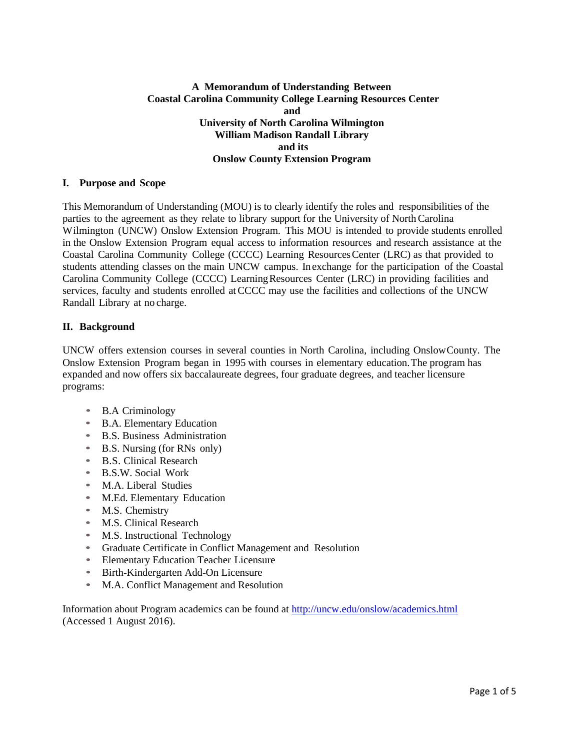**A Memorandum of Understanding Between**
**Coastal Carolina Community College Learning Resources Center**
**and**
**University of North Carolina Wilmington**
**William Madison Randall Library**
**and its**
**Onslow County Extension Program**

## I. Purpose and Scope

This Memorandum of Understanding (MOU) is to clearly identify the roles and responsibilities of the parties to the agreement as they relate to library support for the University of North Carolina Wilmington (UNCW) Onslow Extension Program. This MOU is intended to provide students enrolled in the Onslow Extension Program equal access to information resources and research assistance at the Coastal Carolina Community College (CCCC) Learning Resources Center (LRC) as that provided to students attending classes on the main UNCW campus. In exchange for the participation of the Coastal Carolina Community College (CCCC) Learning Resources Center (LRC) in providing facilities and services, faculty and students enrolled at CCCC may use the facilities and collections of the UNCW Randall Library at no charge.

## II. Background

UNCW offers extension courses in several counties in North Carolina, including Onslow County. The Onslow Extension Program began in 1995 with courses in elementary education. The program has expanded and now offers six baccalaureate degrees, four graduate degrees, and teacher licensure programs:

- B.A Criminology
- B.A. Elementary Education
- B.S. Business Administration
- B.S. Nursing (for RNs only)
- B.S. Clinical Research
- B.S.W. Social Work
- M.A. Liberal Studies
- M.Ed. Elementary Education
- M.S. Chemistry
- M.S. Clinical Research
- M.S. Instructional Technology
- Graduate Certificate in Conflict Management and Resolution
- Elementary Education Teacher Licensure
- Birth-Kindergarten Add-On Licensure
- M.A. Conflict Management and Resolution

Information about Program academics can be found at [http://uncw.edu/onslow/academics.html](http://uncw.edu/onslow/academics.html) (Accessed 1 August 2016).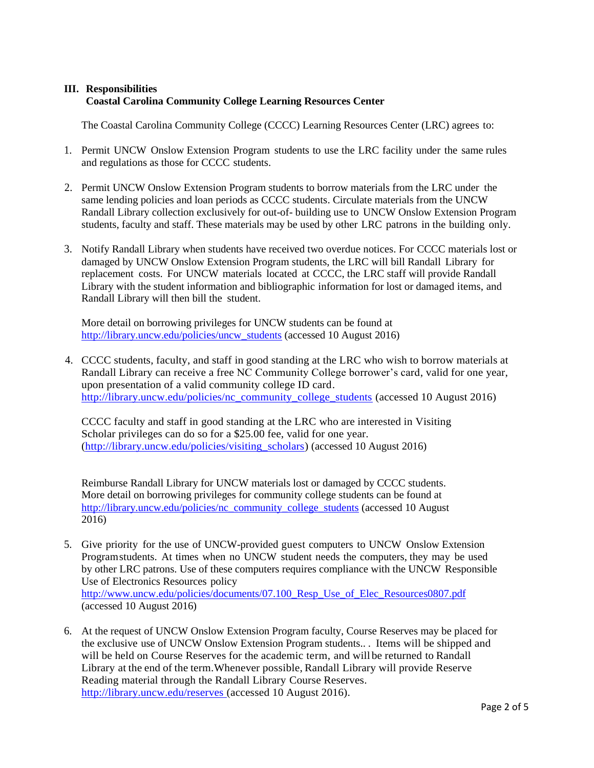## III. Responsibilities
### Coastal Carolina Community College Learning Resources Center

The Coastal Carolina Community College (CCCC) Learning Resources Center (LRC) agrees to:

1. Permit UNCW Onslow Extension Program students to use the LRC facility under the same rules and regulations as those for CCCC students.

2. Permit UNCW Onslow Extension Program students to borrow materials from the LRC under the same lending policies and loan periods as CCCC students. Circulate materials from the UNCW Randall Library collection exclusively for out-of- building use to UNCW Onslow Extension Program students, faculty and staff. These materials may be used by other LRC patrons in the building only.

3. Notify Randall Library when students have received two overdue notices. For CCCC materials lost or damaged by UNCW Onslow Extension Program students, the LRC will bill Randall Library for replacement costs. For UNCW materials located at CCCC, the LRC staff will provide Randall Library with the student information and bibliographic information for lost or damaged items, and Randall Library will then bill the student.

   More detail on borrowing privileges for UNCW students can be found at http://library.uncw.edu/policies/uncw_students (accessed 10 August 2016)

4. CCCC students, faculty, and staff in good standing at the LRC who wish to borrow materials at Randall Library can receive a free NC Community College borrower's card, valid for one year, upon presentation of a valid community college ID card. http://library.uncw.edu/policies/nc_community_college_students (accessed 10 August 2016)

   CCCC faculty and staff in good standing at the LRC who are interested in Visiting Scholar privileges can do so for a $25.00 fee, valid for one year. (http://library.uncw.edu/policies/visiting_scholars) (accessed 10 August 2016)

   Reimburse Randall Library for UNCW materials lost or damaged by CCCC students. More detail on borrowing privileges for community college students can be found at http://library.uncw.edu/policies/nc_community_college_students (accessed 10 August 2016)

5. Give priority for the use of UNCW-provided guest computers to UNCW Onslow Extension Programstudents. At times when no UNCW student needs the computers, they may be used by other LRC patrons. Use of these computers requires compliance with the UNCW Responsible Use of Electronics Resources policy http://www.uncw.edu/policies/documents/07.100_Resp_Use_of_Elec_Resources0807.pdf (accessed 10 August 2016)

6. At the request of UNCW Onslow Extension Program faculty, Course Reserves may be placed for the exclusive use of UNCW Onslow Extension Program students.. . Items will be shipped and will be held on Course Reserves for the academic term, and will be returned to Randall Library at the end of the term.Whenever possible, Randall Library will provide Reserve Reading material through the Randall Library Course Reserves. http://library.uncw.edu/reserves (accessed 10 August 2016).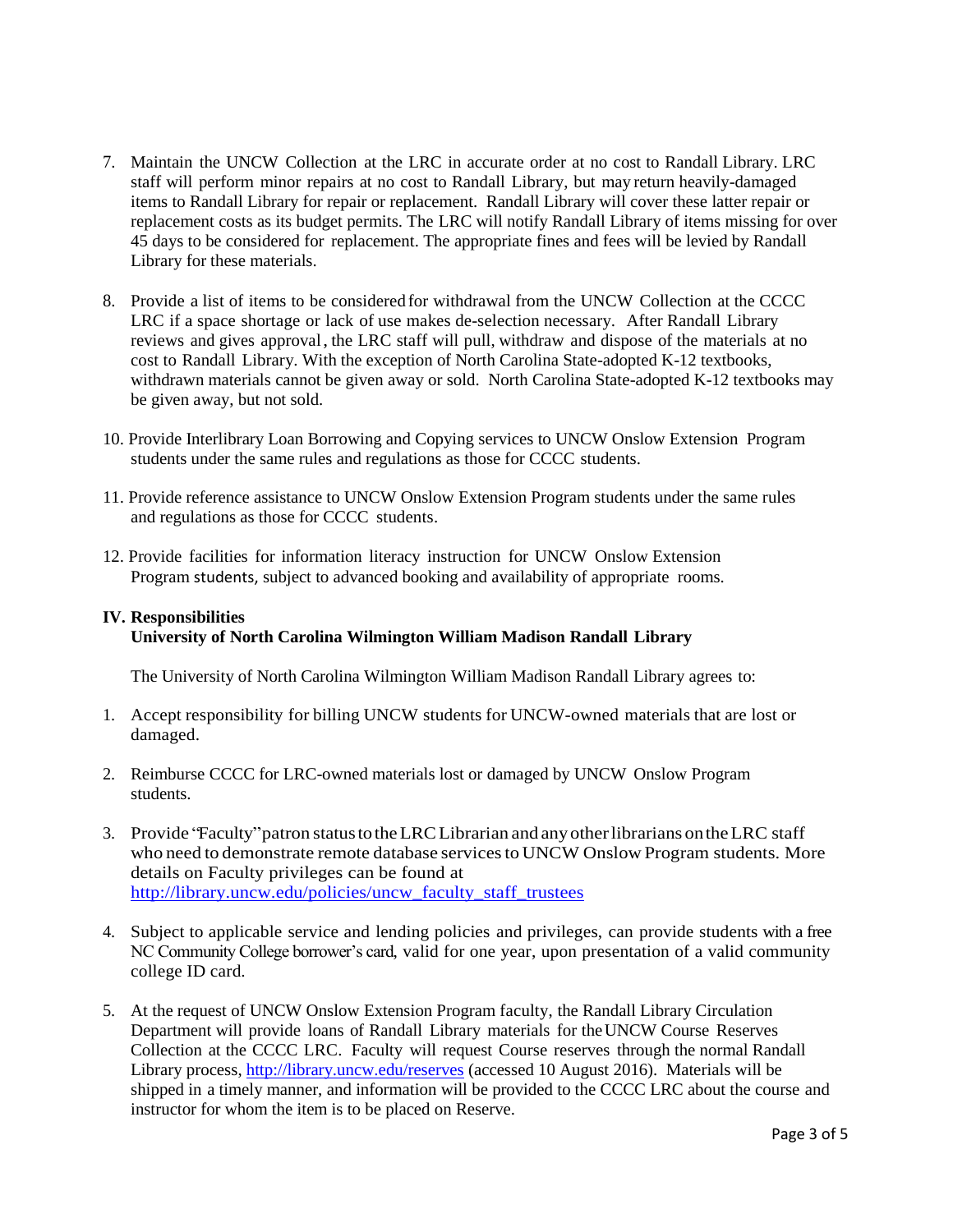7. Maintain the UNCW Collection at the LRC in accurate order at no cost to Randall Library. LRC staff will perform minor repairs at no cost to Randall Library, but may return heavily-damaged items to Randall Library for repair or replacement. Randall Library will cover these latter repair or replacement costs as its budget permits. The LRC will notify Randall Library of items missing for over 45 days to be considered for replacement. The appropriate fines and fees will be levied by Randall Library for these materials.

8. Provide a list of items to be considered for withdrawal from the UNCW Collection at the CCCC LRC if a space shortage or lack of use makes de-selection necessary. After Randall Library reviews and gives approval, the LRC staff will pull, withdraw and dispose of the materials at no cost to Randall Library. With the exception of North Carolina State-adopted K-12 textbooks, withdrawn materials cannot be given away or sold. North Carolina State-adopted K-12 textbooks may be given away, but not sold.

10. Provide Interlibrary Loan Borrowing and Copying services to UNCW Onslow Extension Program students under the same rules and regulations as those for CCCC students.

11. Provide reference assistance to UNCW Onslow Extension Program students under the same rules and regulations as those for CCCC students.

12. Provide facilities for information literacy instruction for UNCW Onslow Extension Program students, subject to advanced booking and availability of appropriate rooms.

## IV. Responsibilities
### University of North Carolina Wilmington William Madison Randall Library

The University of North Carolina Wilmington William Madison Randall Library agrees to:

1. Accept responsibility for billing UNCW students for UNCW-owned materials that are lost or damaged.

2. Reimburse CCCC for LRC-owned materials lost or damaged by UNCW Onslow Program students.

3. Provide "Faculty" patron status to the LRC Librarian and any other librarians on the LRC staff who need to demonstrate remote database services to UNCW Onslow Program students. More details on Faculty privileges can be found at http://library.uncw.edu/policies/uncw_faculty_staff_trustees

4. Subject to applicable service and lending policies and privileges, can provide students with a free NC Community College borrower's card, valid for one year, upon presentation of a valid community college ID card.

5. At the request of UNCW Onslow Extension Program faculty, the Randall Library Circulation Department will provide loans of Randall Library materials for the UNCW Course Reserves Collection at the CCCC LRC. Faculty will request Course reserves through the normal Randall Library process, http://library.uncw.edu/reserves (accessed 10 August 2016). Materials will be shipped in a timely manner, and information will be provided to the CCCC LRC about the course and instructor for whom the item is to be placed on Reserve.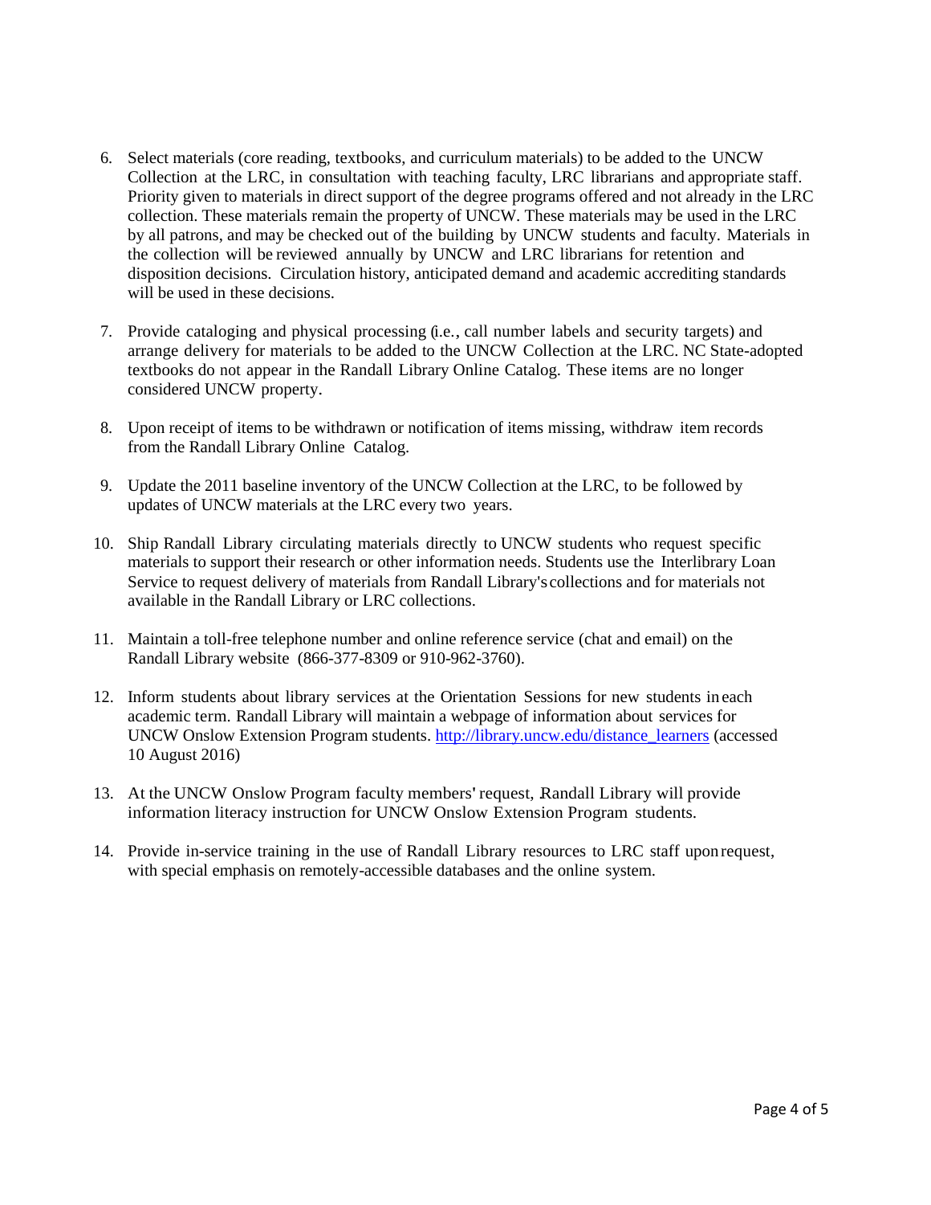6. Select materials (core reading, textbooks, and curriculum materials) to be added to the UNCW Collection at the LRC, in consultation with teaching faculty, LRC librarians and appropriate staff. Priority given to materials in direct support of the degree programs offered and not already in the LRC collection. These materials remain the property of UNCW. These materials may be used in the LRC by all patrons, and may be checked out of the building by UNCW students and faculty. Materials in the collection will be reviewed annually by UNCW and LRC librarians for retention and disposition decisions. Circulation history, anticipated demand and academic accrediting standards will be used in these decisions.

7. Provide cataloging and physical processing (i.e., call number labels and security targets) and arrange delivery for materials to be added to the UNCW Collection at the LRC. NC State-adopted textbooks do not appear in the Randall Library Online Catalog. These items are no longer considered UNCW property.

8. Upon receipt of items to be withdrawn or notification of items missing, withdraw item records from the Randall Library Online Catalog.

9. Update the 2011 baseline inventory of the UNCW Collection at the LRC, to be followed by updates of UNCW materials at the LRC every two years.

10. Ship Randall Library circulating materials directly to UNCW students who request specific materials to support their research or other information needs. Students use the Interlibrary Loan Service to request delivery of materials from Randall Library's collections and for materials not available in the Randall Library or LRC collections.

11. Maintain a toll-free telephone number and online reference service (chat and email) on the Randall Library website (866-377-8309 or 910-962-3760).

12. Inform students about library services at the Orientation Sessions for new students in each academic term. Randall Library will maintain a webpage of information about services for UNCW Onslow Extension Program students. [http://library.uncw.edu/distance_learners](http://library.uncw.edu/distance_learners) (accessed 10 August 2016)

13. At the UNCW Onslow Program faculty members' request, Randall Library will provide information literacy instruction for UNCW Onslow Extension Program students.

14. Provide in-service training in the use of Randall Library resources to LRC staff upon request, with special emphasis on remotely-accessible databases and the online system.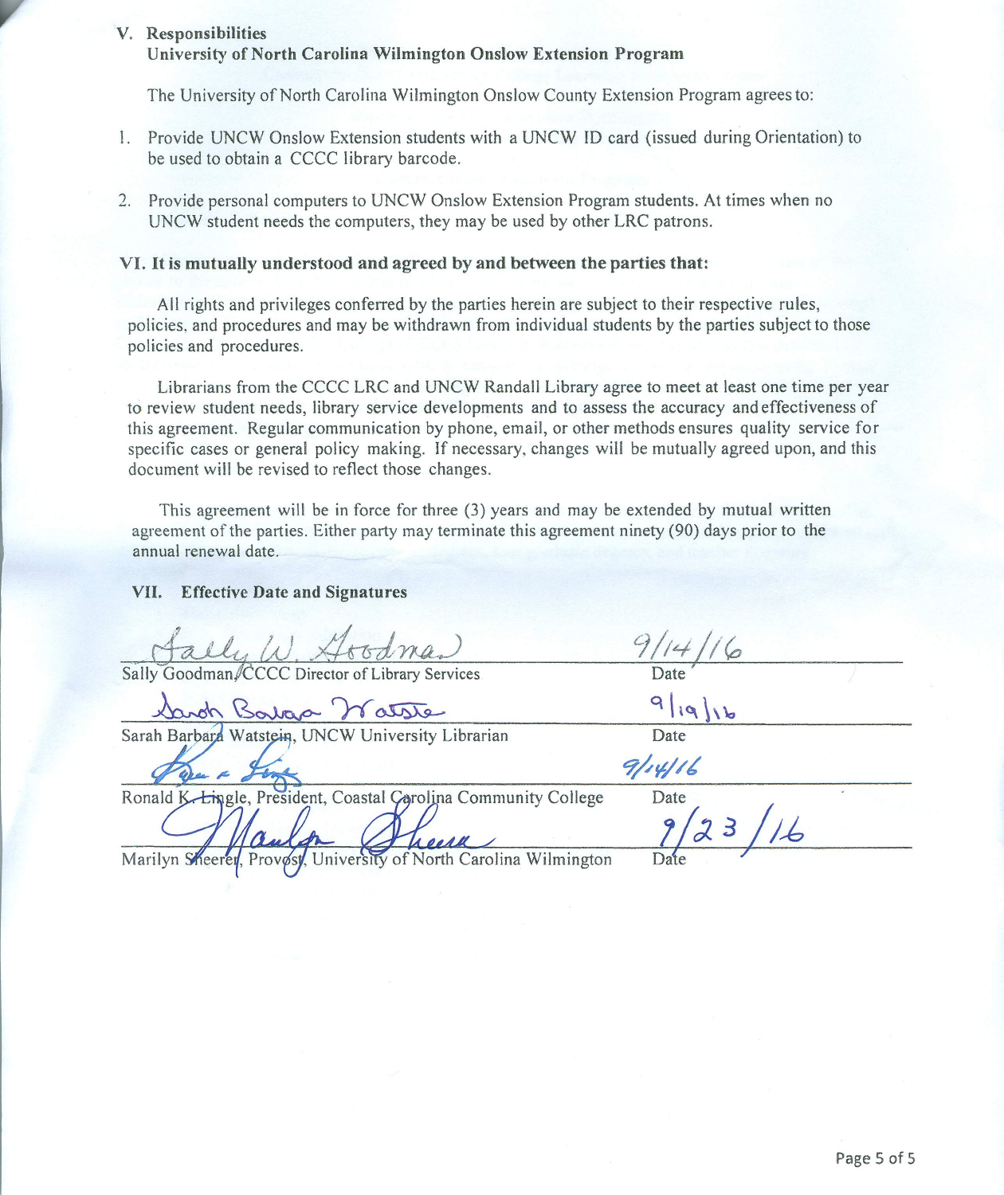## V. Responsibilities

### University of North Carolina Wilmington Onslow Extension Program

The University of North Carolina Wilmington Onslow County Extension Program agrees to:

1. Provide UNCW Onslow Extension students with a UNCW ID card (issued during Orientation) to be used to obtain a CCCC library barcode.
2. Provide personal computers to UNCW Onslow Extension Program students. At times when no UNCW student needs the computers, they may be used by other LRC patrons.

## VI. It is mutually understood and agreed by and between the parties that:

All rights and privileges conferred by the parties herein are subject to their respective rules, policies, and procedures and may be withdrawn from individual students by the parties subject to those policies and procedures.

Librarians from the CCCC LRC and UNCW Randall Library agree to meet at least one time per year to review student needs, library service developments and to assess the accuracy and effectiveness of this agreement. Regular communication by phone, email, or other methods ensures quality service for specific cases or general policy making. If necessary, changes will be mutually agreed upon, and this document will be revised to reflect those changes.

This agreement will be in force for three (3) years and may be extended by mutual written agreement of the parties. Either party may terminate this agreement ninety (90) days prior to the annual renewal date.

## VII. Effective Date and Signatures

Sally W. Goodman — 9/14/16

Sally Goodman, CCCC Director of Library Services — Date

Sarah Barbara Watstein — 9/19/16

Sarah Barbara Watstein, UNCW University Librarian — Date

[Signature] — 9/14/16

Ronald K. Lingle, President, Coastal Carolina Community College — Date

Marilyn Sheerer — 9/23/16

Marilyn Sheerer, Provost, University of North Carolina Wilmington — Date